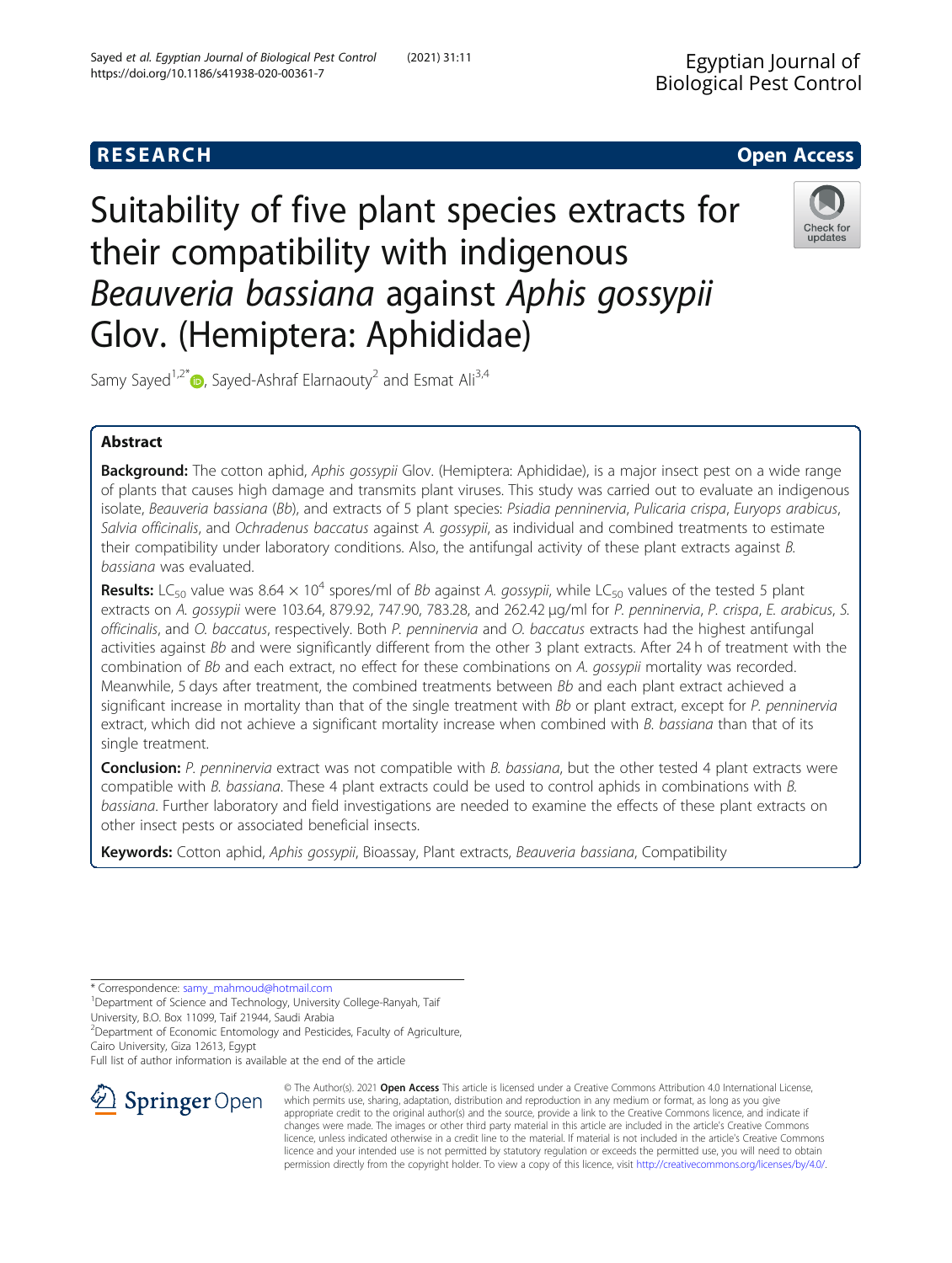RESEARCH Open Access

# Suitability of five plant species extracts for their compatibility with indigenous *Beauveria bassiana* against *Aphis gossypii* Glov. (Hemiptera: Aphididae)

Samy Sayed[1,2*], Sayed-Ashraf Elarnaouty[2] and Esmat Ali[3,4]

## Abstract

**Background:** The cotton aphid, *Aphis gossypii* Glov. (Hemiptera: Aphididae), is a major insect pest on a wide range of plants that causes high damage and transmits plant viruses. This study was carried out to evaluate an indigenous isolate, *Beauveria bassiana* (*Bb*), and extracts of 5 plant species: *Psiadia penninervia*, *Pulicaria crispa*, *Euryops arabicus*, *Salvia officinalis*, and *Ochradenus baccatus* against *A. gossypii*, as individual and combined treatments to estimate their compatibility under laboratory conditions. Also, the antifungal activity of these plant extracts against *B. bassiana* was evaluated.

**Results:** $LC_{50}$ value was $8.64 \times 10^4$ spores/ml of *Bb* against *A. gossypii*, while $LC_{50}$ values of the tested 5 plant extracts on *A. gossypii* were 103.64, 879.92, 747.90, 783.28, and 262.42 μg/ml for *P. penninervia*, *P. crispa*, *E. arabicus*, *S. officinalis*, and *O. baccatus*, respectively. Both *P. penninervia* and *O. baccatus* extracts had the highest antifungal activities against *Bb* and were significantly different from the other 3 plant extracts. After 24 h of treatment with the combination of *Bb* and each extract, no effect for these combinations on *A. gossypii* mortality was recorded. Meanwhile, 5 days after treatment, the combined treatments between *Bb* and each plant extract achieved a significant increase in mortality than that of the single treatment with *Bb* or plant extract, except for *P. penninervia* extract, which did not achieve a significant mortality increase when combined with *B. bassiana* than that of its single treatment.

**Conclusion:** *P. penninervia* extract was not compatible with *B. bassiana*, but the other tested 4 plant extracts were compatible with *B. bassiana*. These 4 plant extracts could be used to control aphids in combinations with *B. bassiana*. Further laboratory and field investigations are needed to examine the effects of these plant extracts on other insect pests or associated beneficial insects.

**Keywords:** Cotton aphid, *Aphis gossypii*, Bioassay, Plant extracts, *Beauveria bassiana*, Compatibility

---

\* Correspondence: samy_mahmoud@hotmail.com

[1] Department of Science and Technology, University College-Ranyah, Taif University, B.O. Box 11099, Taif 21944, Saudi Arabia

[2] Department of Economic Entomology and Pesticides, Faculty of Agriculture, Cairo University, Giza 12613, Egypt

Full list of author information is available at the end of the article

© The Author(s). 2021 **Open Access** This article is licensed under a Creative Commons Attribution 4.0 International License, which permits use, sharing, adaptation, distribution and reproduction in any medium or format, as long as you give appropriate credit to the original author(s) and the source, provide a link to the Creative Commons licence, and indicate if changes were made. The images or other third party material in this article are included in the article's Creative Commons licence, unless indicated otherwise in a credit line to the material. If material is not included in the article's Creative Commons licence and your intended use is not permitted by statutory regulation or exceeds the permitted use, you will need to obtain permission directly from the copyright holder. To view a copy of this licence, visit http://creativecommons.org/licenses/by/4.0/.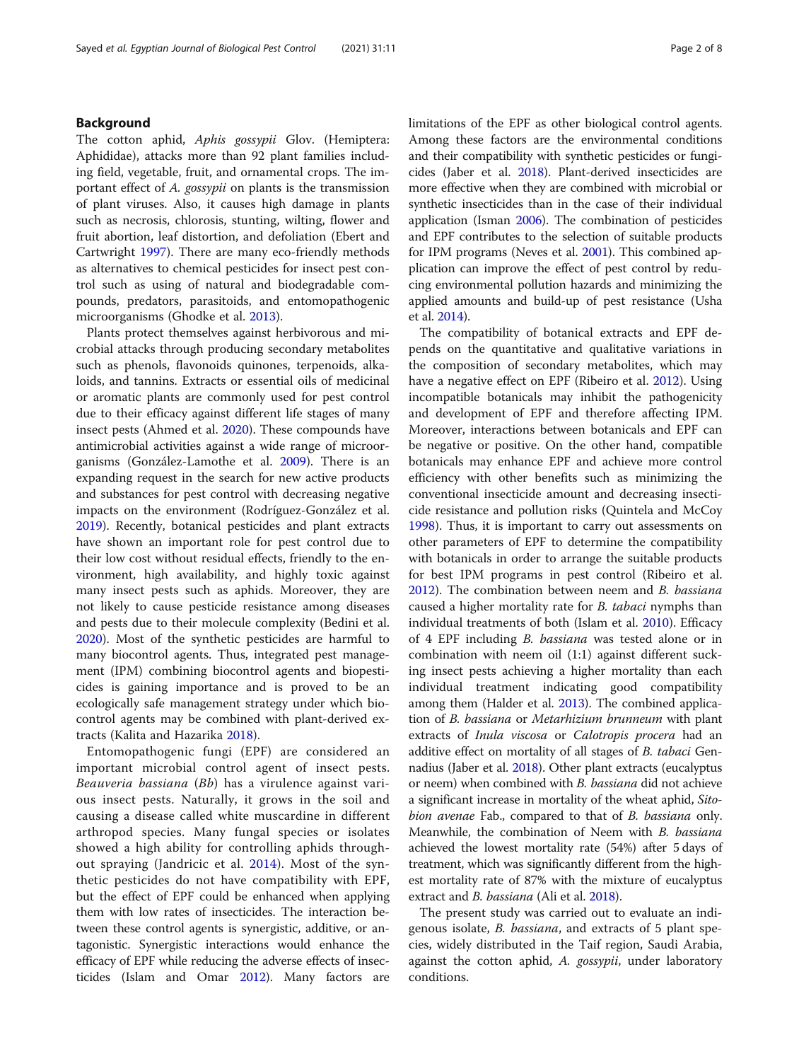## Background

The cotton aphid, *Aphis gossypii* Glov. (Hemiptera: Aphididae), attacks more than 92 plant families including field, vegetable, fruit, and ornamental crops. The important effect of *A. gossypii* on plants is the transmission of plant viruses. Also, it causes high damage in plants such as necrosis, chlorosis, stunting, wilting, flower and fruit abortion, leaf distortion, and defoliation (Ebert and Cartwright 1997). There are many eco-friendly methods as alternatives to chemical pesticides for insect pest control such as using of natural and biodegradable compounds, predators, parasitoids, and entomopathogenic microorganisms (Ghodke et al. 2013).

Plants protect themselves against herbivorous and microbial attacks through producing secondary metabolites such as phenols, flavonoids quinones, terpenoids, alkaloids, and tannins. Extracts or essential oils of medicinal or aromatic plants are commonly used for pest control due to their efficacy against different life stages of many insect pests (Ahmed et al. 2020). These compounds have antimicrobial activities against a wide range of microorganisms (González-Lamothe et al. 2009). There is an expanding request in the search for new active products and substances for pest control with decreasing negative impacts on the environment (Rodríguez-González et al. 2019). Recently, botanical pesticides and plant extracts have shown an important role for pest control due to their low cost without residual effects, friendly to the environment, high availability, and highly toxic against many insect pests such as aphids. Moreover, they are not likely to cause pesticide resistance among diseases and pests due to their molecule complexity (Bedini et al. 2020). Most of the synthetic pesticides are harmful to many biocontrol agents. Thus, integrated pest management (IPM) combining biocontrol agents and biopesticides is gaining importance and is proved to be an ecologically safe management strategy under which biocontrol agents may be combined with plant-derived extracts (Kalita and Hazarika 2018).

Entomopathogenic fungi (EPF) are considered an important microbial control agent of insect pests. *Beauveria bassiana* (*Bb*) has a virulence against various insect pests. Naturally, it grows in the soil and causing a disease called white muscardine in different arthropod species. Many fungal species or isolates showed a high ability for controlling aphids throughout spraying (Jandricic et al. 2014). Most of the synthetic pesticides do not have compatibility with EPF, but the effect of EPF could be enhanced when applying them with low rates of insecticides. The interaction between these control agents is synergistic, additive, or antagonistic. Synergistic interactions would enhance the efficacy of EPF while reducing the adverse effects of insecticides (Islam and Omar 2012). Many factors are limitations of the EPF as other biological control agents. Among these factors are the environmental conditions and their compatibility with synthetic pesticides or fungicides (Jaber et al. 2018). Plant-derived insecticides are more effective when they are combined with microbial or synthetic insecticides than in the case of their individual application (Isman 2006). The combination of pesticides and EPF contributes to the selection of suitable products for IPM programs (Neves et al. 2001). This combined application can improve the effect of pest control by reducing environmental pollution hazards and minimizing the applied amounts and build-up of pest resistance (Usha et al. 2014).

The compatibility of botanical extracts and EPF depends on the quantitative and qualitative variations in the composition of secondary metabolites, which may have a negative effect on EPF (Ribeiro et al. 2012). Using incompatible botanicals may inhibit the pathogenicity and development of EPF and therefore affecting IPM. Moreover, interactions between botanicals and EPF can be negative or positive. On the other hand, compatible botanicals may enhance EPF and achieve more control efficiency with other benefits such as minimizing the conventional insecticide amount and decreasing insecticide resistance and pollution risks (Quintela and McCoy 1998). Thus, it is important to carry out assessments on other parameters of EPF to determine the compatibility with botanicals in order to arrange the suitable products for best IPM programs in pest control (Ribeiro et al. 2012). The combination between neem and *B. bassiana* caused a higher mortality rate for *B. tabaci* nymphs than individual treatments of both (Islam et al. 2010). Efficacy of 4 EPF including *B. bassiana* was tested alone or in combination with neem oil (1:1) against different sucking insect pests achieving a higher mortality than each individual treatment indicating good compatibility among them (Halder et al. 2013). The combined application of *B. bassiana* or *Metarhizium brunneum* with plant extracts of *Inula viscosa* or *Calotropis procera* had an additive effect on mortality of all stages of *B. tabaci* Gennadius (Jaber et al. 2018). Other plant extracts (eucalyptus or neem) when combined with *B. bassiana* did not achieve a significant increase in mortality of the wheat aphid, *Sitobion avenae* Fab., compared to that of *B. bassiana* only. Meanwhile, the combination of Neem with *B. bassiana* achieved the lowest mortality rate (54%) after 5 days of treatment, which was significantly different from the highest mortality rate of 87% with the mixture of eucalyptus extract and *B. bassiana* (Ali et al. 2018).

The present study was carried out to evaluate an indigenous isolate, *B. bassiana*, and extracts of 5 plant species, widely distributed in the Taif region, Saudi Arabia, against the cotton aphid, *A. gossypii*, under laboratory conditions.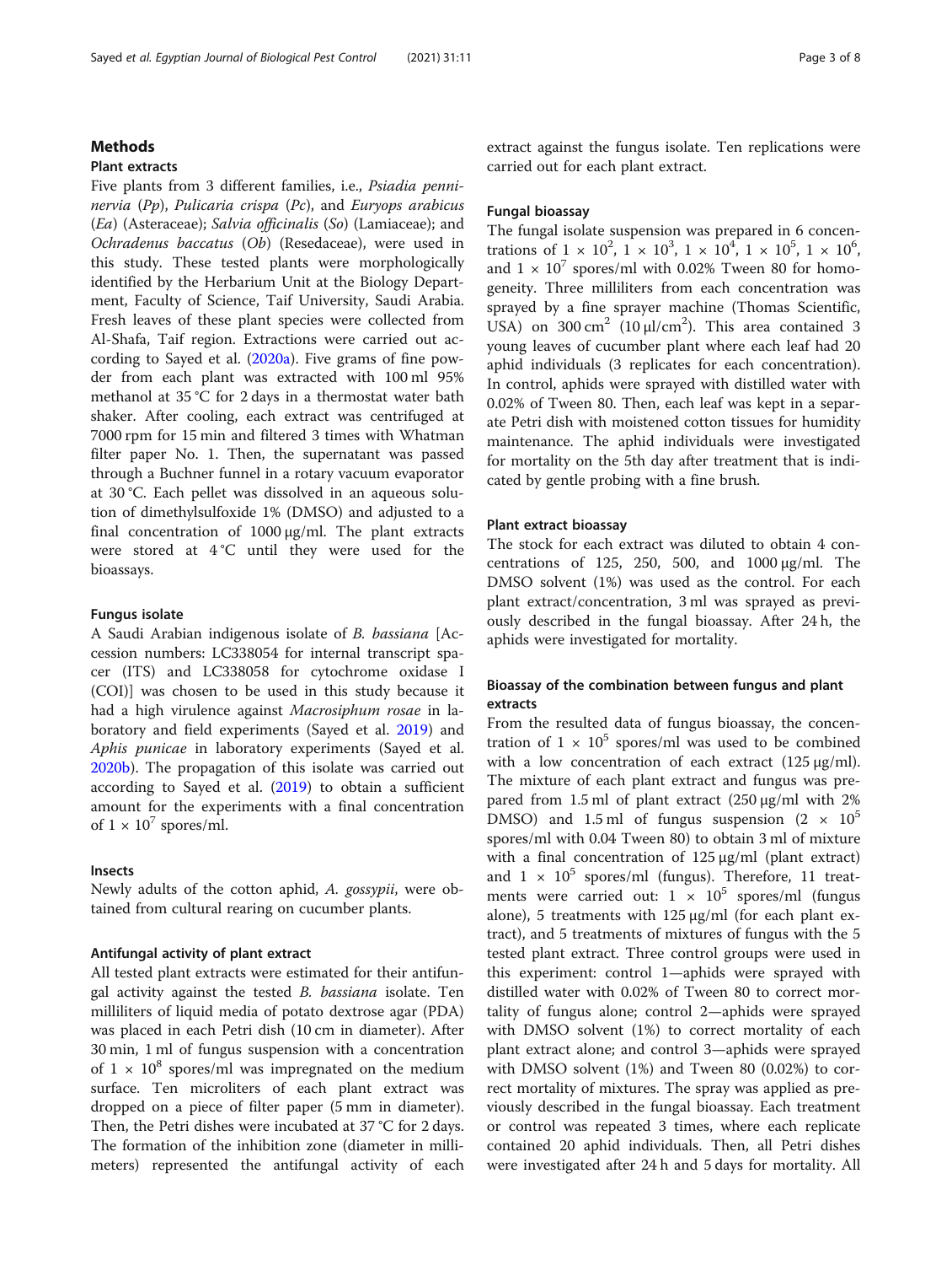## Methods

### Plant extracts

Five plants from 3 different families, i.e., *Psiadia penninervia* (*Pp*), *Pulicaria crispa* (*Pc*), and *Euryops arabicus* (*Ea*) (Asteraceae); *Salvia officinalis* (*So*) (Lamiaceae); and *Ochradenus baccatus* (*Ob*) (Resedaceae), were used in this study. These tested plants were morphologically identified by the Herbarium Unit at the Biology Department, Faculty of Science, Taif University, Saudi Arabia. Fresh leaves of these plant species were collected from Al-Shafa, Taif region. Extractions were carried out according to Sayed et al. (2020a). Five grams of fine powder from each plant was extracted with 100 ml 95% methanol at 35 °C for 2 days in a thermostat water bath shaker. After cooling, each extract was centrifuged at 7000 rpm for 15 min and filtered 3 times with Whatman filter paper No. 1. Then, the supernatant was passed through a Buchner funnel in a rotary vacuum evaporator at 30 °C. Each pellet was dissolved in an aqueous solution of dimethylsulfoxide 1% (DMSO) and adjusted to a final concentration of 1000 μg/ml. The plant extracts were stored at 4 °C until they were used for the bioassays.

### Fungus isolate

A Saudi Arabian indigenous isolate of *B. bassiana* [Accession numbers: LC338054 for internal transcript spacer (ITS) and LC338058 for cytochrome oxidase I (COI)] was chosen to be used in this study because it had a high virulence against *Macrosiphum rosae* in laboratory and field experiments (Sayed et al. 2019) and *Aphis punicae* in laboratory experiments (Sayed et al. 2020b). The propagation of this isolate was carried out according to Sayed et al. (2019) to obtain a sufficient amount for the experiments with a final concentration of $1 \times 10^7$ spores/ml.

### Insects

Newly adults of the cotton aphid, *A. gossypii*, were obtained from cultural rearing on cucumber plants.

### Antifungal activity of plant extract

All tested plant extracts were estimated for their antifungal activity against the tested *B. bassiana* isolate. Ten milliliters of liquid media of potato dextrose agar (PDA) was placed in each Petri dish (10 cm in diameter). After 30 min, 1 ml of fungus suspension with a concentration of $1 \times 10^8$ spores/ml was impregnated on the medium surface. Ten microliters of each plant extract was dropped on a piece of filter paper (5 mm in diameter). Then, the Petri dishes were incubated at 37 °C for 2 days. The formation of the inhibition zone (diameter in millimeters) represented the antifungal activity of each extract against the fungus isolate. Ten replications were carried out for each plant extract.

### Fungal bioassay

The fungal isolate suspension was prepared in 6 concentrations of $1 \times 10^2$, $1 \times 10^3$, $1 \times 10^4$, $1 \times 10^5$, $1 \times 10^6$, and $1 \times 10^7$ spores/ml with 0.02% Tween 80 for homogeneity. Three milliliters from each concentration was sprayed by a fine sprayer machine (Thomas Scientific, USA) on 300 cm$^2$ (10 μl/cm$^2$). This area contained 3 young leaves of cucumber plant where each leaf had 20 aphid individuals (3 replicates for each concentration). In control, aphids were sprayed with distilled water with 0.02% of Tween 80. Then, each leaf was kept in a separate Petri dish with moistened cotton tissues for humidity maintenance. The aphid individuals were investigated for mortality on the 5th day after treatment that is indicated by gentle probing with a fine brush.

### Plant extract bioassay

The stock for each extract was diluted to obtain 4 concentrations of 125, 250, 500, and 1000 μg/ml. The DMSO solvent (1%) was used as the control. For each plant extract/concentration, 3 ml was sprayed as previously described in the fungal bioassay. After 24 h, the aphids were investigated for mortality.

### Bioassay of the combination between fungus and plant extracts

From the resulted data of fungus bioassay, the concentration of $1 \times 10^5$ spores/ml was used to be combined with a low concentration of each extract (125 μg/ml). The mixture of each plant extract and fungus was prepared from 1.5 ml of plant extract (250 μg/ml with 2% DMSO) and 1.5 ml of fungus suspension ($2 \times 10^5$ spores/ml with 0.04 Tween 80) to obtain 3 ml of mixture with a final concentration of 125 μg/ml (plant extract) and $1 \times 10^5$ spores/ml (fungus). Therefore, 11 treatments were carried out: $1 \times 10^5$ spores/ml (fungus alone), 5 treatments with 125 μg/ml (for each plant extract), and 5 treatments of mixtures of fungus with the 5 tested plant extract. Three control groups were used in this experiment: control 1—aphids were sprayed with distilled water with 0.02% of Tween 80 to correct mortality of fungus alone; control 2—aphids were sprayed with DMSO solvent (1%) to correct mortality of each plant extract alone; and control 3—aphids were sprayed with DMSO solvent (1%) and Tween 80 (0.02%) to correct mortality of mixtures. The spray was applied as previously described in the fungal bioassay. Each treatment or control was repeated 3 times, where each replicate contained 20 aphid individuals. Then, all Petri dishes were investigated after 24 h and 5 days for mortality. All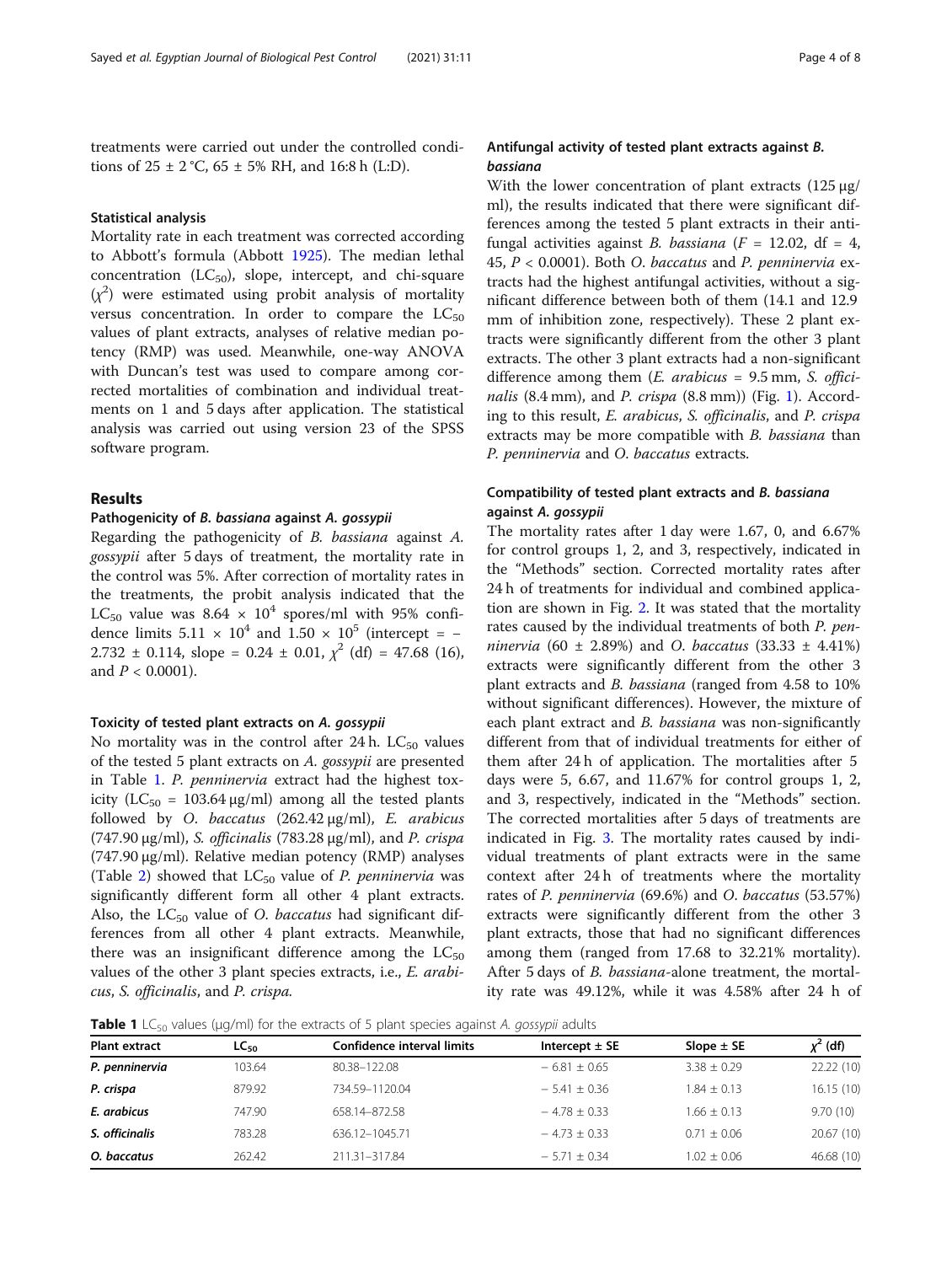treatments were carried out under the controlled conditions of 25 ± 2 °C, 65 ± 5% RH, and 16:8 h (L:D).

### Statistical analysis

Mortality rate in each treatment was corrected according to Abbott's formula (Abbott 1925). The median lethal concentration ($LC_{50}$), slope, intercept, and chi-square ($\chi^2$) were estimated using probit analysis of mortality versus concentration. In order to compare the $LC_{50}$ values of plant extracts, analyses of relative median potency (RMP) was used. Meanwhile, one-way ANOVA with Duncan's test was used to compare among corrected mortalities of combination and individual treatments on 1 and 5 days after application. The statistical analysis was carried out using version 23 of the SPSS software program.

## Results

### Pathogenicity of *B. bassiana* against *A. gossypii*

Regarding the pathogenicity of *B. bassiana* against *A. gossypii* after 5 days of treatment, the mortality rate in the control was 5%. After correction of mortality rates in the treatments, the probit analysis indicated that the $LC_{50}$ value was $8.64 \times 10^4$ spores/ml with 95% confidence limits $5.11 \times 10^4$ and $1.50 \times 10^5$ (intercept = − 2.732 ± 0.114, slope = 0.24 ± 0.01, $\chi^2$ (df) = 47.68 (16), and $P < 0.0001$).

### Toxicity of tested plant extracts on *A. gossypii*

No mortality was in the control after 24 h. $LC_{50}$ values of the tested 5 plant extracts on *A. gossypii* are presented in Table 1. *P. penninervia* extract had the highest toxicity ($LC_{50}$ = 103.64 μg/ml) among all the tested plants followed by *O. baccatus* (262.42 μg/ml), *E. arabicus* (747.90 μg/ml), *S. officinalis* (783.28 μg/ml), and *P. crispa* (747.90 μg/ml). Relative median potency (RMP) analyses (Table 2) showed that $LC_{50}$ value of *P. penninervia* was significantly different form all other 4 plant extracts. Also, the $LC_{50}$ value of *O. baccatus* had significant differences from all other 4 plant extracts. Meanwhile, there was an insignificant difference among the $LC_{50}$ values of the other 3 plant species extracts, i.e., *E. arabicus*, *S. officinalis*, and *P. crispa*.

### Antifungal activity of tested plant extracts against *B. bassiana*

With the lower concentration of plant extracts (125 μg/ml), the results indicated that there were significant differences among the tested 5 plant extracts in their antifungal activities against *B. bassiana* ($F$ = 12.02, df = 4, 45, $P < 0.0001$). Both *O. baccatus* and *P. penninervia* extracts had the highest antifungal activities, without a significant difference between both of them (14.1 and 12.9 mm of inhibition zone, respectively). These 2 plant extracts were significantly different from the other 3 plant extracts. The other 3 plant extracts had a non-significant difference among them (*E. arabicus* = 9.5 mm, *S. officinalis* (8.4 mm), and *P. crispa* (8.8 mm)) (Fig. 1). According to this result, *E. arabicus*, *S. officinalis*, and *P. crispa* extracts may be more compatible with *B. bassiana* than *P. penninervia* and *O. baccatus* extracts.

### Compatibility of tested plant extracts and *B. bassiana* against *A. gossypii*

The mortality rates after 1 day were 1.67, 0, and 6.67% for control groups 1, 2, and 3, respectively, indicated in the "Methods" section. Corrected mortality rates after 24 h of treatments for individual and combined application are shown in Fig. 2. It was stated that the mortality rates caused by the individual treatments of both *P. penninervia* (60 ± 2.89%) and *O. baccatus* (33.33 ± 4.41%) extracts were significantly different from the other 3 plant extracts and *B. bassiana* (ranged from 4.58 to 10% without significant differences). However, the mixture of each plant extract and *B. bassiana* was non-significantly different from that of individual treatments for either of them after 24 h of application. The mortalities after 5 days were 5, 6.67, and 11.67% for control groups 1, 2, and 3, respectively, indicated in the "Methods" section. The corrected mortalities after 5 days of treatments are indicated in Fig. 3. The mortality rates caused by individual treatments of plant extracts were in the same context after 24 h of treatments where the mortality rates of *P. penninervia* (69.6%) and *O. baccatus* (53.57%) extracts were significantly different from the other 3 plant extracts, those that had no significant differences among them (ranged from 17.68 to 32.21% mortality). After 5 days of *B. bassiana*-alone treatment, the mortality rate was 49.12%, while it was 4.58% after 24 h of

**Table 1** $LC_{50}$ values (μg/ml) for the extracts of 5 plant species against *A. gossypii* adults

| Plant extract | $LC_{50}$ | Confidence interval limits | Intercept ± SE | Slope ± SE | $\chi^2$ (df) |
|---|---|---|---|---|---|
| ***P. penninervia*** | 103.64 | 80.38–122.08 | − 6.81 ± 0.65 | 3.38 ± 0.29 | 22.22 (10) |
| ***P. crispa*** | 879.92 | 734.59–1120.04 | − 5.41 ± 0.36 | 1.84 ± 0.13 | 16.15 (10) |
| ***E. arabicus*** | 747.90 | 658.14–872.58 | − 4.78 ± 0.33 | 1.66 ± 0.13 | 9.70 (10) |
| ***S. officinalis*** | 783.28 | 636.12–1045.71 | − 4.73 ± 0.33 | 0.71 ± 0.06 | 20.67 (10) |
| ***O. baccatus*** | 262.42 | 211.31–317.84 | − 5.71 ± 0.34 | 1.02 ± 0.06 | 46.68 (10) |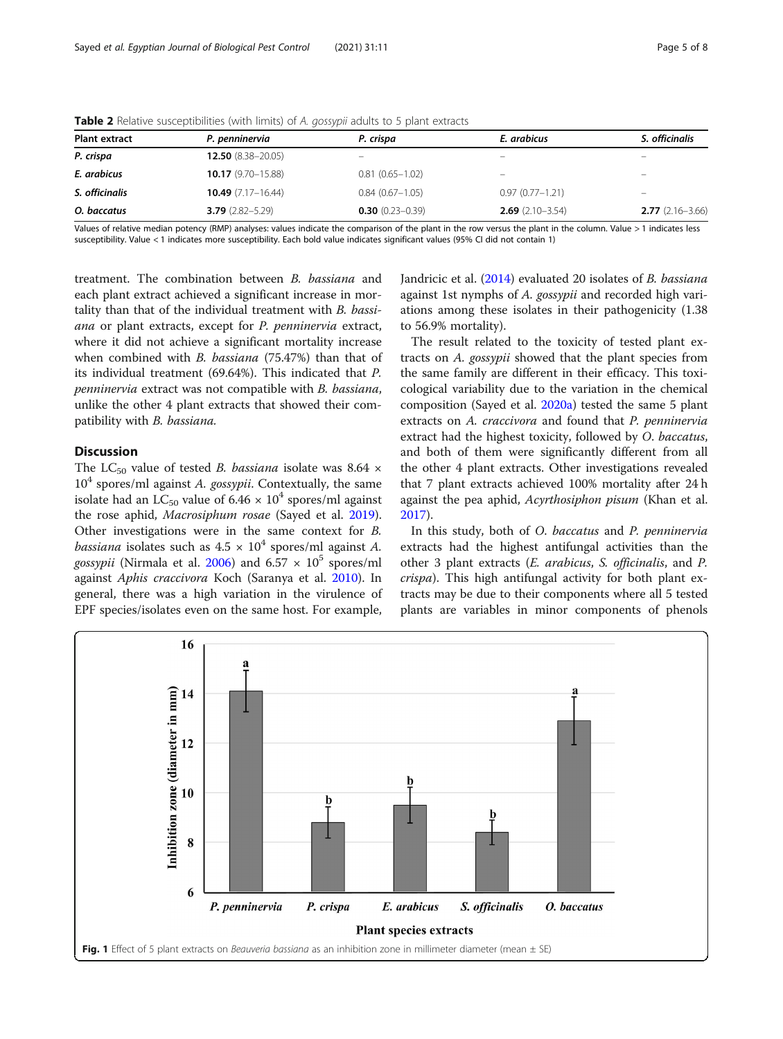**Table 2** Relative susceptibilities (with limits) of *A. gossypii* adults to 5 plant extracts

| Plant extract | *P. penninervia* | *P. crispa* | *E. arabicus* | *S. officinalis* |
|---|---|---|---|---|
| *P. crispa* | **12.50** (8.38–20.05) | – | – | – |
| *E. arabicus* | **10.17** (9.70–15.88) | 0.81 (0.65–1.02) | – | – |
| *S. officinalis* | **10.49** (7.17–16.44) | 0.84 (0.67–1.05) | 0.97 (0.77–1.21) | – |
| *O. baccatus* | **3.79** (2.82–5.29) | **0.30** (0.23–0.39) | **2.69** (2.10–3.54) | **2.77** (2.16–3.66) |

Values of relative median potency (RMP) analyses: values indicate the comparison of the plant in the row versus the plant in the column. Value > 1 indicates less susceptibility. Value < 1 indicates more susceptibility. Each bold value indicates significant values (95% CI did not contain 1)

treatment. The combination between *B. bassiana* and each plant extract achieved a significant increase in mortality than that of the individual treatment with *B. bassiana* or plant extracts, except for *P. penninervia* extract, where it did not achieve a significant mortality increase when combined with *B. bassiana* (75.47%) than that of its individual treatment (69.64%). This indicated that *P. penninervia* extract was not compatible with *B. bassiana*, unlike the other 4 plant extracts that showed their compatibility with *B. bassiana.*

## Discussion

The $LC_{50}$ value of tested *B. bassiana* isolate was $8.64 \times 10^4$ spores/ml against *A. gossypii*. Contextually, the same isolate had an $LC_{50}$ value of $6.46 \times 10^4$ spores/ml against the rose aphid, *Macrosiphum rosae* (Sayed et al. 2019). Other investigations were in the same context for *B. bassiana* isolates such as $4.5 \times 10^4$ spores/ml against *A. gossypii* (Nirmala et al. 2006) and $6.57 \times 10^5$ spores/ml against *Aphis craccivora* Koch (Saranya et al. 2010). In general, there was a high variation in the virulence of EPF species/isolates even on the same host. For example, Jandricic et al. (2014) evaluated 20 isolates of *B. bassiana* against 1st nymphs of *A. gossypii* and recorded high variations among these isolates in their pathogenicity (1.38 to 56.9% mortality).

The result related to the toxicity of tested plant extracts on *A. gossypii* showed that the plant species from the same family are different in their efficacy. This toxicological variability due to the variation in the chemical composition (Sayed et al. 2020a) tested the same 5 plant extracts on *A. craccivora* and found that *P. penninervia* extract had the highest toxicity, followed by *O. baccatus*, and both of them were significantly different from all the other 4 plant extracts. Other investigations revealed that 7 plant extracts achieved 100% mortality after 24 h against the pea aphid, *Acyrthosiphon pisum* (Khan et al. 2017).

In this study, both of *O. baccatus* and *P. penninervia* extracts had the highest antifungal activities than the other 3 plant extracts (*E. arabicus*, *S. officinalis*, and *P. crispa*). This high antifungal activity for both plant extracts may be due to their components where all 5 tested plants are variables in minor components of phenols

Inhibition zone (diameter in mm)
16
14
12
10
8
6
a
b
b
b
a
*P. penninervia*
*P. crispa*
*E. arabicus*
*S. officinalis*
*O. baccatus*
Plant species extracts

**Fig. 1** Effect of 5 plant extracts on *Beauveria bassiana* as an inhibition zone in millimeter diameter (mean ± SE)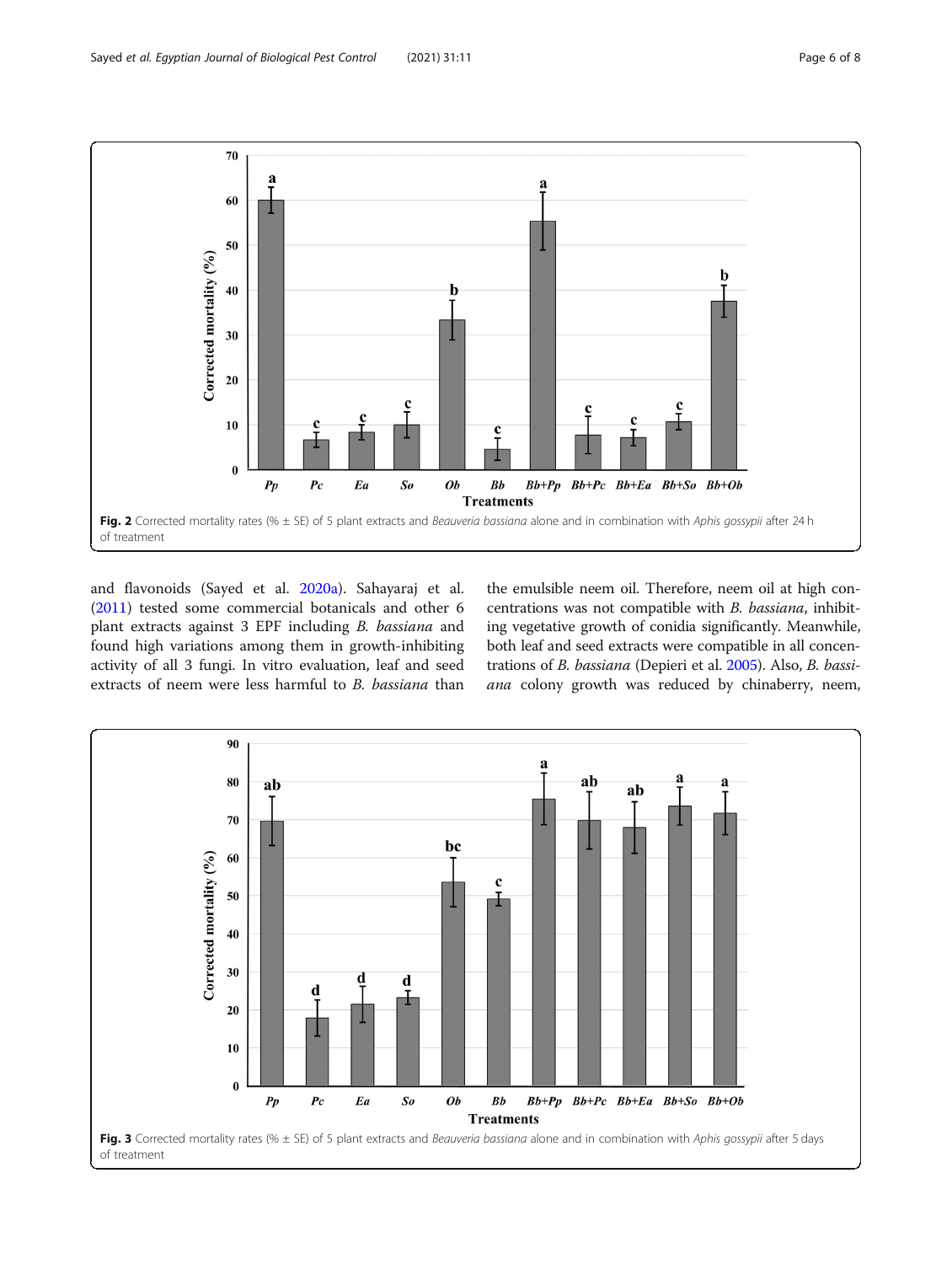70
60
50
40
30
20
10
0

a
c
c
c
b
c
a
c
c
c
b

Corrected mortality (%)

Pp Pc Ea So Ob Bb Bb+Pp Bb+Pc Bb+Ea Bb+So Bb+Ob

Treatments

**Fig. 2** Corrected mortality rates (% ± SE) of 5 plant extracts and *Beauveria bassiana* alone and in combination with *Aphis gossypii* after 24 h of treatment

and flavonoids (Sayed et al. 2020a). Sahayaraj et al. (2011) tested some commercial botanicals and other 6 plant extracts against 3 EPF including *B. bassiana* and found high variations among them in growth-inhibiting activity of all 3 fungi. In vitro evaluation, leaf and seed extracts of neem were less harmful to *B. bassiana* than the emulsible neem oil. Therefore, neem oil at high concentrations was not compatible with *B. bassiana*, inhibiting vegetative growth of conidia significantly. Meanwhile, both leaf and seed extracts were compatible in all concentrations of *B. bassiana* (Depieri et al. 2005). Also, *B. bassiana* colony growth was reduced by chinaberry, neem,

90
80
70
60
50
40
30
20
10
0

ab
d
d
d
bc
c
a
ab
ab
a
a

Corrected mortality (%)

Pp Pc Ea So Ob Bb Bb+Pp Bb+Pc Bb+Ea Bb+So Bb+Ob

Treatments

**Fig. 3** Corrected mortality rates (% ± SE) of 5 plant extracts and *Beauveria bassiana* alone and in combination with *Aphis gossypii* after 5 days of treatment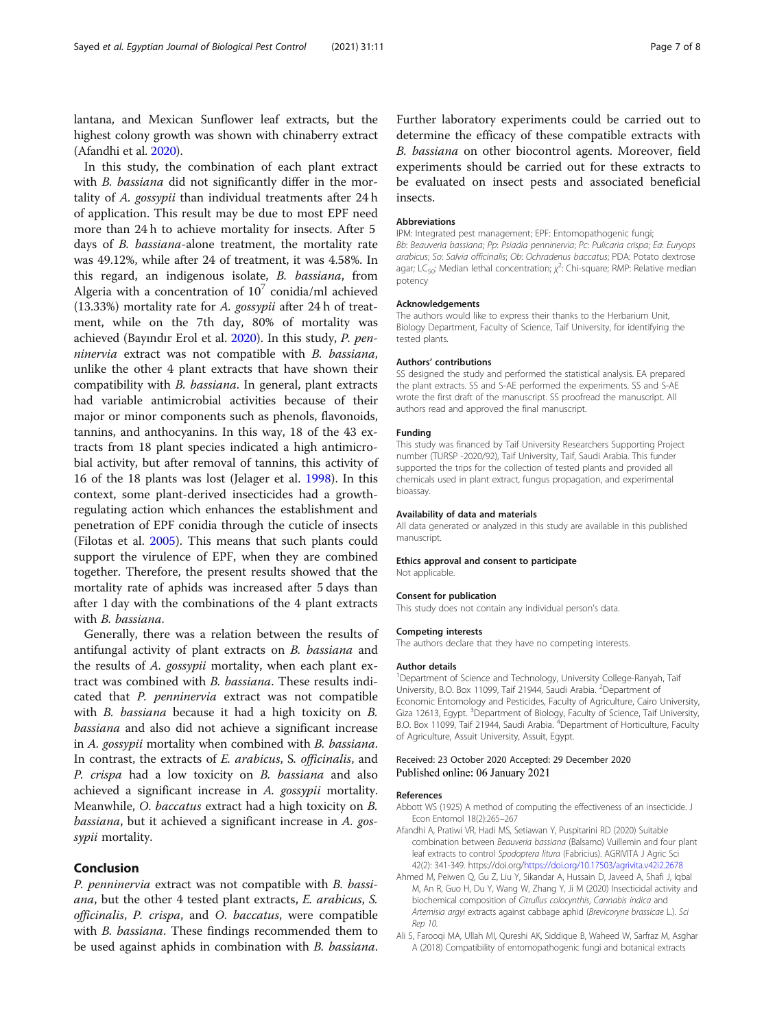lantana, and Mexican Sunflower leaf extracts, but the highest colony growth was shown with chinaberry extract (Afandhi et al. 2020).

In this study, the combination of each plant extract with *B. bassiana* did not significantly differ in the mortality of *A. gossypii* than individual treatments after 24 h of application. This result may be due to most EPF need more than 24 h to achieve mortality for insects. After 5 days of *B. bassiana*-alone treatment, the mortality rate was 49.12%, while after 24 of treatment, it was 4.58%. In this regard, an indigenous isolate, *B. bassiana*, from Algeria with a concentration of $10^7$ conidia/ml achieved (13.33%) mortality rate for *A. gossypii* after 24 h of treatment, while on the 7th day, 80% of mortality was achieved (Bayındır Erol et al. 2020). In this study, *P. penninervia* extract was not compatible with *B. bassiana*, unlike the other 4 plant extracts that have shown their compatibility with *B. bassiana*. In general, plant extracts had variable antimicrobial activities because of their major or minor components such as phenols, flavonoids, tannins, and anthocyanins. In this way, 18 of the 43 extracts from 18 plant species indicated a high antimicrobial activity, but after removal of tannins, this activity of 16 of the 18 plants was lost (Jelager et al. 1998). In this context, some plant-derived insecticides had a growth-regulating action which enhances the establishment and penetration of EPF conidia through the cuticle of insects (Filotas et al. 2005). This means that such plants could support the virulence of EPF, when they are combined together. Therefore, the present results showed that the mortality rate of aphids was increased after 5 days than after 1 day with the combinations of the 4 plant extracts with *B. bassiana*.

Generally, there was a relation between the results of antifungal activity of plant extracts on *B. bassiana* and the results of *A. gossypii* mortality, when each plant extract was combined with *B. bassiana*. These results indicated that *P. penninervia* extract was not compatible with *B. bassiana* because it had a high toxicity on *B. bassiana* and also did not achieve a significant increase in *A. gossypii* mortality when combined with *B. bassiana*. In contrast, the extracts of *E. arabicus*, *S. officinalis*, and *P. crispa* had a low toxicity on *B. bassiana* and also achieved a significant increase in *A. gossypii* mortality. Meanwhile, *O. baccatus* extract had a high toxicity on *B. bassiana*, but it achieved a significant increase in *A. gossypii* mortality.

## Conclusion

*P. penninervia* extract was not compatible with *B. bassiana*, but the other 4 tested plant extracts, *E. arabicus*, *S. officinalis*, *P. crispa*, and *O. baccatus*, were compatible with *B. bassiana*. These findings recommended them to be used against aphids in combination with *B. bassiana*. Further laboratory experiments could be carried out to determine the efficacy of these compatible extracts with *B. bassiana* on other biocontrol agents. Moreover, field experiments should be carried out for these extracts to be evaluated on insect pests and associated beneficial insects.

#### Abbreviations

IPM: Integrated pest management; EPF: Entomopathogenic fungi; *Bb*: *Beauveria bassiana*; *Pp*: *Psiadia penninervia*; *Pc*: *Pulicaria crispa*; *Ea*: *Euryops arabicus*; *So*: *Salvia officinalis*; *Ob*: *Ochradenus baccatus*; PDA: Potato dextrose agar; $LC_{50}$: Median lethal concentration; $\chi^2$: Chi-square; RMP: Relative median potency

#### Acknowledgements

The authors would like to express their thanks to the Herbarium Unit, Biology Department, Faculty of Science, Taif University, for identifying the tested plants.

#### Authors' contributions

SS designed the study and performed the statistical analysis. EA prepared the plant extracts. SS and S-AE performed the experiments. SS and S-AE wrote the first draft of the manuscript. SS proofread the manuscript. All authors read and approved the final manuscript.

#### Funding

This study was financed by Taif University Researchers Supporting Project number (TURSP -2020/92), Taif University, Taif, Saudi Arabia. This funder supported the trips for the collection of tested plants and provided all chemicals used in plant extract, fungus propagation, and experimental bioassay.

#### Availability of data and materials

All data generated or analyzed in this study are available in this published manuscript.

#### Ethics approval and consent to participate

Not applicable.

#### Consent for publication

This study does not contain any individual person's data.

#### Competing interests

The authors declare that they have no competing interests.

#### Author details

[1]Department of Science and Technology, University College-Ranyah, Taif University, B.O. Box 11099, Taif 21944, Saudi Arabia. [2]Department of Economic Entomology and Pesticides, Faculty of Agriculture, Cairo University, Giza 12613, Egypt. [3]Department of Biology, Faculty of Science, Taif University, B.O. Box 11099, Taif 21944, Saudi Arabia. [4]Department of Horticulture, Faculty of Agriculture, Assuit University, Assuit, Egypt.

Received: 23 October 2020 Accepted: 29 December 2020
Published online: 06 January 2021

#### References

Abbott WS (1925) A method of computing the effectiveness of an insecticide. J Econ Entomol 18(2):265–267

Afandhi A, Pratiwi VR, Hadi MS, Setiawan Y, Puspitarini RD (2020) Suitable combination between *Beauveria bassiana* (Balsamo) Vuillemin and four plant leaf extracts to control *Spodoptera litura* (Fabricius). AGRIVITA J Agric Sci 42(2): 341-349. https://doi.org/https://doi.org/10.17503/agrivita.v42i2.2678

Ahmed M, Peiwen Q, Gu Z, Liu Y, Sikandar A, Hussain D, Javeed A, Shafi J, Iqbal M, An R, Guo H, Du Y, Wang W, Zhang Y, Ji M (2020) Insecticidal activity and biochemical composition of *Citrullus colocynthis*, *Cannabis indica* and *Artemisia argyi* extracts against cabbage aphid (*Brevicoryne brassicae* L.). Sci Rep 10.

Ali S, Farooqi MA, Ullah MI, Qureshi AK, Siddique B, Waheed W, Sarfraz M, Asghar A (2018) Compatibility of entomopathogenic fungi and botanical extracts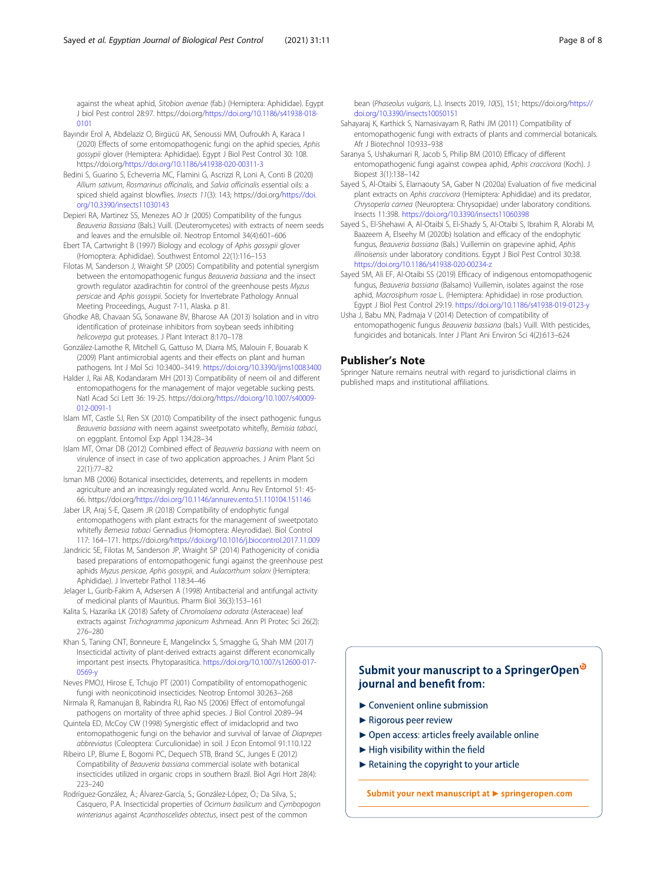against the wheat aphid, *Sitobion avenae* (fab.) (Hemiptera: Aphididae). Egypt J biol Pest control 28:97. https://doi.org/https://doi.org/10.1186/s41938-018-0101

Bayındır Erol A, Abdelaziz O, Birgücü AK, Senoussi MM, Oufroukh A, Karaca I (2020) Effects of some entomopathogenic fungi on the aphid species, *Aphis gossypii* glover (Hemiptera: Aphididae). Egypt J Biol Pest Control 30: 108. https://doi.org/https://doi.org/10.1186/s41938-020-00311-3

Bedini S, Guarino S, Echeverria MC, Flamini G, Ascrizzi R, Loni A, Conti B (2020) *Allium sativum*, *Rosmarinus officinalis*, and *Salvia officinalis* essential oils: a spiced shield against blowflies. *Insects 11*(3): 143; https://doi.org/https://doi.org/10.3390/insects11030143

Depieri RA, Martinez SS, Menezes AO Jr (2005) Compatibility of the fungus *Beauveria Bassiana* (Bals.) Vuill. (Deuteromycetes) with extracts of neem seeds and leaves and the emulsible oil. Neotrop Entomol 34(4):601–606

Ebert TA, Cartwright B (1997) Biology and ecology of *Aphis gossypii* glover (Homoptera: Aphididae). Southwest Entomol 22(1):116–153

Filotas M, Sanderson J, Wraight SP (2005) Compatibility and potential synergism between the entomopathogenic fungus *Beauveria bassiana* and the insect growth regulator azadirachtin for control of the greenhouse pests *Myzus persicae* and *Aphis gossypii*. Society for Invertebrate Pathology Annual Meeting Proceedings, August 7-11, Alaska. p 81.

Ghodke AB, Chavaan SG, Sonawane BV, Bharose AA (2013) Isolation and in vitro identification of proteinase inhibitors from soybean seeds inhibiting *helicoverpa* gut proteases. J Plant Interact 8:170–178

González-Lamothe R, Mitchell G, Gattuso M, Diarra MS, Malouin F, Bouarab K (2009) Plant antimicrobial agents and their effects on plant and human pathogens. Int J Mol Sci 10:3400–3419. https://doi.org/10.3390/ijms10083400

Halder J, Rai AB, Kodandaram MH (2013) Compatibility of neem oil and different entomopathogens for the management of major vegetable sucking pests. Natl Acad Sci Lett 36: 19-25. https://doi.org/https://doi.org/10.1007/s40009-012-0091-1

Islam MT, Castle SJ, Ren SX (2010) Compatibility of the insect pathogenic fungus *Beauveria bassiana* with neem against sweetpotato whitefly, *Bemisia tabaci*, on eggplant. Entomol Exp Appl 134:28–34

Islam MT, Omar DB (2012) Combined effect of *Beauveria bassiana* with neem on virulence of insect in case of two application approaches. J Anim Plant Sci 22(1):77–82

Isman MB (2006) Botanical insecticides, deterrents, and repellents in modern agriculture and an increasingly regulated world. Annu Rev Entomol 51: 45-66. https://doi.org/https://doi.org/10.1146/annurev.ento.51.110104.151146

Jaber LR, Araj S-E, Qasem JR (2018) Compatibility of endophytic fungal entomopathogens with plant extracts for the management of sweetpotato whitefly *Bemesia tabaci* Gennadius (Homoptera: Aleyrodidae). Biol Control 117: 164–171. https://doi.org/https://doi.org/10.1016/j.biocontrol.2017.11.009

Jandricic SE, Filotas M, Sanderson JP, Wraight SP (2014) Pathogenicity of conidia based preparations of entomopathogenic fungi against the greenhouse pest aphids *Myzus persicae*, *Aphis gossypii*, and *Aulacorthum solani* (Hemiptera: Aphididae). J Invertebr Pathol 118:34–46

Jelager L, Gurib-Fakim A, Adsersen A (1998) Antibacterial and antifungal activity of medicinal plants of Mauritius. Pharm Biol 36(3):153–161

Kalita S, Hazarika LK (2018) Safety of *Chromolaena odorata* (Asteraceae) leaf extracts against *Trichogramma japonicum* Ashmead. Ann Pl Protec Sci 26(2): 276–280

Khan S, Taning CNT, Bonneure E, Mangelinckx S, Smagghe G, Shah MM (2017) Insecticidal activity of plant-derived extracts against different economically important pest insects. Phytoparasitica. https://doi.org/10.1007/s12600-017-0569-y

Neves PMOJ, Hirose E, Tchujo PT (2001) Compatibility of entomopathogenic fungi with neonicotinoid insecticides. Neotrop Entomol 30:263–268

Nirmala R, Ramanujan B, Rabindra RJ, Rao NS (2006) Effect of entomofungal pathogens on mortality of three aphid species. J Biol Control 20:89–94

Quintela ED, McCoy CW (1998) Synergistic effect of imidacloprid and two entomopathogenic fungi on the behavior and survival of larvae of *Diaprepes abbreviatus* (Coleoptera: Curculionidae) in soil. J Econ Entomol 91:110.122

Ribeiro LP, Blume E, Bogorni PC, Dequech STB, Brand SC, Junges E (2012) Compatibility of *Beauveria bassiana* commercial isolate with botanical insecticides utilized in organic crops in southern Brazil. Biol Agri Hort 28(4): 223–240

Rodríguez-González, Á.; Álvarez-García, S.; González-López, Ó.; Da Silva, S.; Casquero, P.A. Insecticidal properties of *Ocimum basilicum* and *Cymbopogon winterianus* against *Acanthoscelides obtectus*, insect pest of the common bean (*Phaseolus vulgaris*, L.). Insects 2019, *10*(5), 151; https://doi.org/https://doi.org/10.3390/insects10050151

Sahayaraj K, Karthick S, Namasivayam R, Rathi JM (2011) Compatibility of entomopathogenic fungi with extracts of plants and commercial botanicals. Afr J Biotechnol 10:933–938

Saranya S, Ushakumari R, Jacob S, Philip BM (2010) Efficacy of different entomopathogenic fungi against cowpea aphid, *Aphis craccivora* (Koch). J Biopest 3(1):138–142

Sayed S, Al-Otaibi S, Elarnaouty SA, Gaber N (2020a) Evaluation of five medicinal plant extracts on *Aphis craccivora* (Hemiptera: Aphididae) and its predator, *Chrysoperla carnea* (Neuroptera: Chrysopidae) under laboratory conditions. Insects 11:398. https://doi.org/10.3390/insects11060398

Sayed S., El-Shehawi A, Al-Otaibi S, El-Shazly S, Al-Otaibi S, Ibrahim R, Alorabi M, Baazeem A, Elseehy M (2020b) Isolation and efficacy of the endophytic fungus, *Beauveria bassiana* (Bals.) Vuillemin on grapevine aphid, *Aphis illinoisensis* under laboratory conditions. Egypt J Biol Pest Control 30:38. https://doi.org/10.1186/s41938-020-00234-z

Sayed SM, Ali EF, Al-Otaibi SS (2019) Efficacy of indigenous entomopathogenic fungus, *Beauveria bassiana* (Balsamo) Vuillemin, isolates against the rose aphid, *Macrosiphum rosae* L. (Hemiptera: Aphididae) in rose production. Egypt J Biol Pest Control 29:19. https://doi.org/10.1186/s41938-019-0123-y

Usha J, Babu MN, Padmaja V (2014) Detection of compatibility of entomopathogenic fungus *Beauveria bassiana* (bals.) Vuill. With pesticides, fungicides and botanicals. Inter J Plant Ani Environ Sci 4(2):613–624

## Publisher's Note

Springer Nature remains neutral with regard to jurisdictional claims in published maps and institutional affiliations.

**Submit your manuscript to a SpringerOpen journal and benefit from:**

- Convenient online submission
- Rigorous peer review
- Open access: articles freely available online
- High visibility within the field
- Retaining the copyright to your article

**Submit your next manuscript at ▶ springeropen.com**